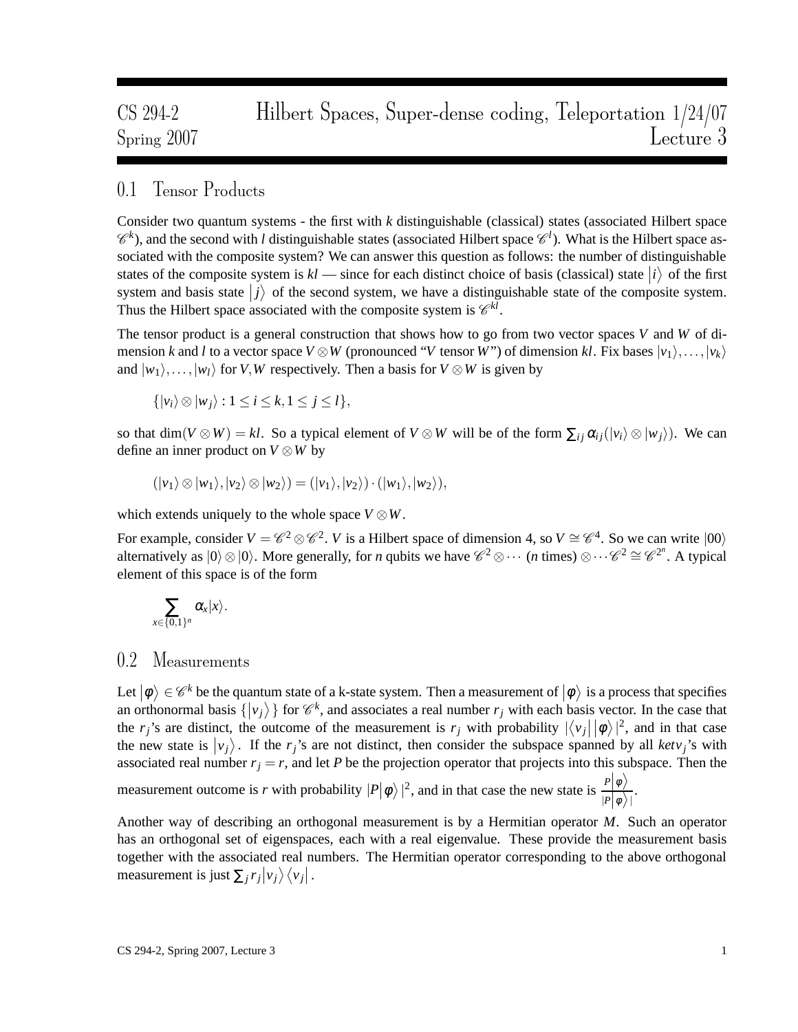# CS 294-2 Hilbert Spaces, Super-dense coding, Teleportation 1/24/07
Spring 2007 Lecture 3

## 0.1 Tensor Products

Consider two quantum systems - the first with $k$ distinguishable (classical) states (associated Hilbert space $\mathscr{C}^k$), and the second with $l$ distinguishable states (associated Hilbert space $\mathscr{C}^l$). What is the Hilbert space associated with the composite system? We can answer this question as follows: the number of distinguishable states of the composite system is $kl$ — since for each distinct choice of basis (classical) state $|i\rangle$ of the first system and basis state $|j\rangle$ of the second system, we have a distinguishable state of the composite system. Thus the Hilbert space associated with the composite system is $\mathscr{C}^{kl}$.

The tensor product is a general construction that shows how to go from two vector spaces $V$ and $W$ of dimension $k$ and $l$ to a vector space $V \otimes W$ (pronounced "$V$ tensor $W$") of dimension $kl$. Fix bases $|v_1\rangle, \ldots, |v_k\rangle$ and $|w_1\rangle, \ldots, |w_l\rangle$ for $V, W$ respectively. Then a basis for $V \otimes W$ is given by

$$\{|v_i\rangle \otimes |w_j\rangle : 1 \leq i \leq k, 1 \leq j \leq l\},$$

so that $\dim(V \otimes W) = kl$. So a typical element of $V \otimes W$ will be of the form $\sum_{ij} \alpha_{ij}(|v_i\rangle \otimes |w_j\rangle)$. We can define an inner product on $V \otimes W$ by

$$(|v_1\rangle \otimes |w_1\rangle, |v_2\rangle \otimes |w_2\rangle) = (|v_1\rangle, |v_2\rangle) \cdot (|w_1\rangle, |w_2\rangle),$$

which extends uniquely to the whole space $V \otimes W$.

For example, consider $V = \mathscr{C}^2 \otimes \mathscr{C}^2$. $V$ is a Hilbert space of dimension 4, so $V \cong \mathscr{C}^4$. So we can write $|00\rangle$ alternatively as $|0\rangle \otimes |0\rangle$. More generally, for $n$ qubits we have $\mathscr{C}^2 \otimes \cdots$ ($n$ times) $\otimes \cdots \mathscr{C}^2 \cong \mathscr{C}^{2^n}$. A typical element of this space is of the form

$$\sum_{x \in \{0,1\}^n} \alpha_x |x\rangle.$$

## 0.2 Measurements

Let $|\phi\rangle \in \mathscr{C}^k$ be the quantum state of a k-state system. Then a measurement of $|\phi\rangle$ is a process that specifies an orthonormal basis $\{|v_j\rangle\}$ for $\mathscr{C}^k$, and associates a real number $r_j$ with each basis vector. In the case that the $r_j$'s are distinct, the outcome of the measurement is $r_j$ with probability $|\langle v_j| |\phi\rangle|^2$, and in that case the new state is $|v_j\rangle$. If the $r_j$'s are not distinct, then consider the subspace spanned by all $ketv_j$'s with associated real number $r_j = r$, and let $P$ be the projection operator that projects into this subspace. Then the measurement outcome is $r$ with probability $|P|\phi\rangle|^2$, and in that case the new state is $\frac{P|\phi\rangle}{|P|\phi\rangle|}$.

Another way of describing an orthogonal measurement is by a Hermitian operator $M$. Such an operator has an orthogonal set of eigenspaces, each with a real eigenvalue. These provide the measurement basis together with the associated real numbers. The Hermitian operator corresponding to the above orthogonal measurement is just $\sum_j r_j |v_j\rangle \langle v_j|$.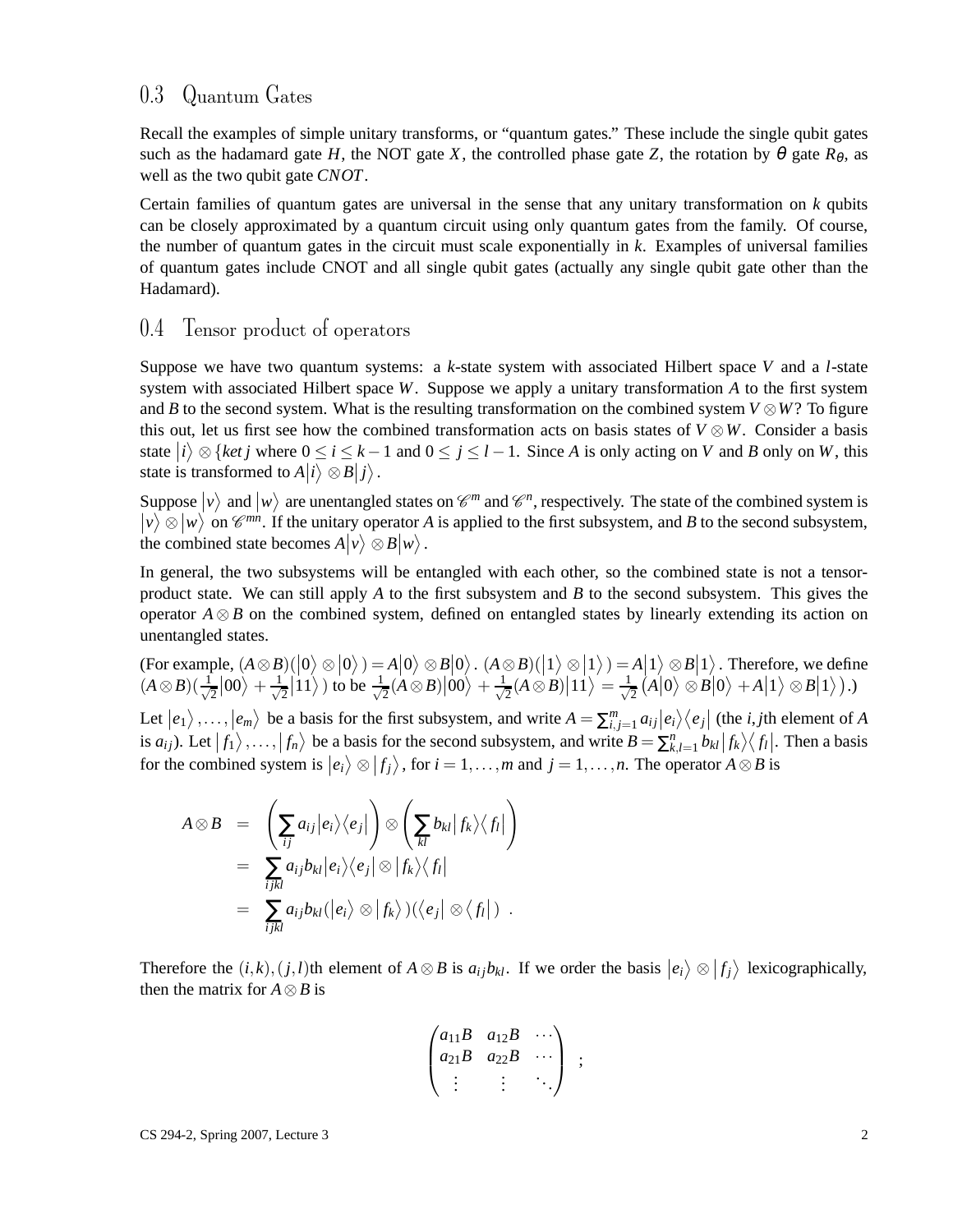## 0.3 Quantum Gates

Recall the examples of simple unitary transforms, or "quantum gates." These include the single qubit gates such as the hadamard gate $H$, the NOT gate $X$, the controlled phase gate $Z$, the rotation by $\theta$ gate $R_\theta$, as well as the two qubit gate $CNOT$.

Certain families of quantum gates are universal in the sense that any unitary transformation on $k$ qubits can be closely approximated by a quantum circuit using only quantum gates from the family. Of course, the number of quantum gates in the circuit must scale exponentially in $k$. Examples of universal families of quantum gates include CNOT and all single qubit gates (actually any single qubit gate other than the Hadamard).

## 0.4 Tensor product of operators

Suppose we have two quantum systems: a $k$-state system with associated Hilbert space $V$ and a $l$-state system with associated Hilbert space $W$. Suppose we apply a unitary transformation $A$ to the first system and $B$ to the second system. What is the resulting transformation on the combined system $V \otimes W$? To figure this out, let us first see how the combined transformation acts on basis states of $V \otimes W$. Consider a basis state $|i\rangle \otimes \{ket\, j$ where $0 \leq i \leq k-1$ and $0 \leq j \leq l-1$. Since $A$ is only acting on $V$ and $B$ only on $W$, this state is transformed to $A|i\rangle \otimes B|j\rangle$.

Suppose $|v\rangle$ and $|w\rangle$ are unentangled states on $\mathscr{C}^m$ and $\mathscr{C}^n$, respectively. The state of the combined system is $|v\rangle \otimes |w\rangle$ on $\mathscr{C}^{mn}$. If the unitary operator $A$ is applied to the first subsystem, and $B$ to the second subsystem, the combined state becomes $A|v\rangle \otimes B|w\rangle$.

In general, the two subsystems will be entangled with each other, so the combined state is not a tensor-product state. We can still apply $A$ to the first subsystem and $B$ to the second subsystem. This gives the operator $A \otimes B$ on the combined system, defined on entangled states by linearly extending its action on unentangled states.

(For example, $(A\otimes B)(|0\rangle \otimes |0\rangle) = A|0\rangle \otimes B|0\rangle$. $(A\otimes B)(|1\rangle \otimes |1\rangle) = A|1\rangle \otimes B|1\rangle$. Therefore, we define $(A\otimes B)(\frac{1}{\sqrt{2}}|00\rangle + \frac{1}{\sqrt{2}}|11\rangle)$ to be $\frac{1}{\sqrt{2}}(A\otimes B)|00\rangle + \frac{1}{\sqrt{2}}(A\otimes B)|11\rangle = \frac{1}{\sqrt{2}}\left(A|0\rangle \otimes B|0\rangle + A|1\rangle \otimes B|1\rangle\right)$.)

Let $|e_1\rangle, \ldots, |e_m\rangle$ be a basis for the first subsystem, and write $A = \sum_{i,j=1}^m a_{ij}|e_i\rangle\langle e_j|$ (the $i,j$th element of $A$ is $a_{ij}$). Let $|f_1\rangle, \ldots, |f_n\rangle$ be a basis for the second subsystem, and write $B = \sum_{k,l=1}^n b_{kl}|f_k\rangle\langle f_l|$. Then a basis for the combined system is $|e_i\rangle \otimes |f_j\rangle$, for $i = 1, \ldots, m$ and $j = 1, \ldots, n$. The operator $A \otimes B$ is

$$
\begin{aligned}
A \otimes B &= \left(\sum_{ij} a_{ij}|e_i\rangle\langle e_j|\right) \otimes \left(\sum_{kl} b_{kl}|f_k\rangle\langle f_l|\right) \\
&= \sum_{ijkl} a_{ij} b_{kl} |e_i\rangle\langle e_j| \otimes |f_k\rangle\langle f_l| \\
&= \sum_{ijkl} a_{ij} b_{kl} (|e_i\rangle \otimes |f_k\rangle)(\langle e_j| \otimes \langle f_l|) \ .
\end{aligned}
$$

Therefore the $(i,k),(j,l)$th element of $A \otimes B$ is $a_{ij}b_{kl}$. If we order the basis $|e_i\rangle \otimes |f_j\rangle$ lexicographically, then the matrix for $A \otimes B$ is

$$
\begin{pmatrix}
a_{11}B & a_{12}B & \cdots \\
a_{21}B & a_{22}B & \cdots \\
\vdots & \vdots & \ddots
\end{pmatrix} \ ;
$$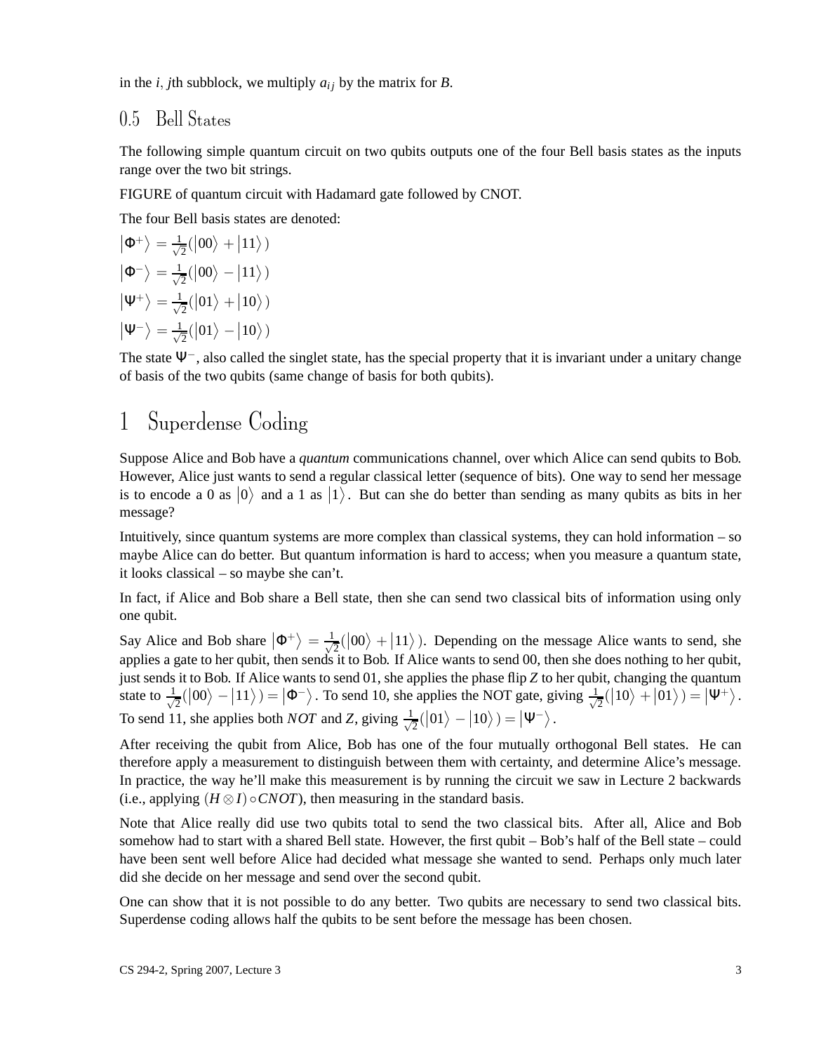in the $i, j$th subblock, we multiply $a_{ij}$ by the matrix for $B$.

## 0.5 Bell States

The following simple quantum circuit on two qubits outputs one of the four Bell basis states as the inputs range over the two bit strings.

FIGURE of quantum circuit with Hadamard gate followed by CNOT.

The four Bell basis states are denoted:

$|\Phi^+\rangle = \frac{1}{\sqrt{2}}(|00\rangle + |11\rangle)$

$|\Phi^-\rangle = \frac{1}{\sqrt{2}}(|00\rangle - |11\rangle)$

$|\Psi^+\rangle = \frac{1}{\sqrt{2}}(|01\rangle + |10\rangle)$

$|\Psi^-\rangle = \frac{1}{\sqrt{2}}(|01\rangle - |10\rangle)$

The state $\Psi^-$, also called the singlet state, has the special property that it is invariant under a unitary change of basis of the two qubits (same change of basis for both qubits).

# 1 Superdense Coding

Suppose Alice and Bob have a *quantum* communications channel, over which Alice can send qubits to Bob. However, Alice just wants to send a regular classical letter (sequence of bits). One way to send her message is to encode a 0 as $|0\rangle$ and a 1 as $|1\rangle$. But can she do better than sending as many qubits as bits in her message?

Intuitively, since quantum systems are more complex than classical systems, they can hold information – so maybe Alice can do better. But quantum information is hard to access; when you measure a quantum state, it looks classical – so maybe she can't.

In fact, if Alice and Bob share a Bell state, then she can send two classical bits of information using only one qubit.

Say Alice and Bob share $|\Phi^+\rangle = \frac{1}{\sqrt{2}}(|00\rangle + |11\rangle)$. Depending on the message Alice wants to send, she applies a gate to her qubit, then sends it to Bob. If Alice wants to send 00, then she does nothing to her qubit, just sends it to Bob. If Alice wants to send 01, she applies the phase flip $Z$ to her qubit, changing the quantum state to $\frac{1}{\sqrt{2}}(|00\rangle - |11\rangle) = |\Phi^-\rangle$. To send 10, she applies the NOT gate, giving $\frac{1}{\sqrt{2}}(|10\rangle + |01\rangle) = |\Psi^+\rangle$. To send 11, she applies both *NOT* and $Z$, giving $\frac{1}{\sqrt{2}}(|01\rangle - |10\rangle) = |\Psi^-\rangle$.

After receiving the qubit from Alice, Bob has one of the four mutually orthogonal Bell states. He can therefore apply a measurement to distinguish between them with certainty, and determine Alice's message. In practice, the way he'll make this measurement is by running the circuit we saw in Lecture 2 backwards (i.e., applying $(H \otimes I) \circ CNOT$), then measuring in the standard basis.

Note that Alice really did use two qubits total to send the two classical bits. After all, Alice and Bob somehow had to start with a shared Bell state. However, the first qubit – Bob's half of the Bell state – could have been sent well before Alice had decided what message she wanted to send. Perhaps only much later did she decide on her message and send over the second qubit.

One can show that it is not possible to do any better. Two qubits are necessary to send two classical bits. Superdense coding allows half the qubits to be sent before the message has been chosen.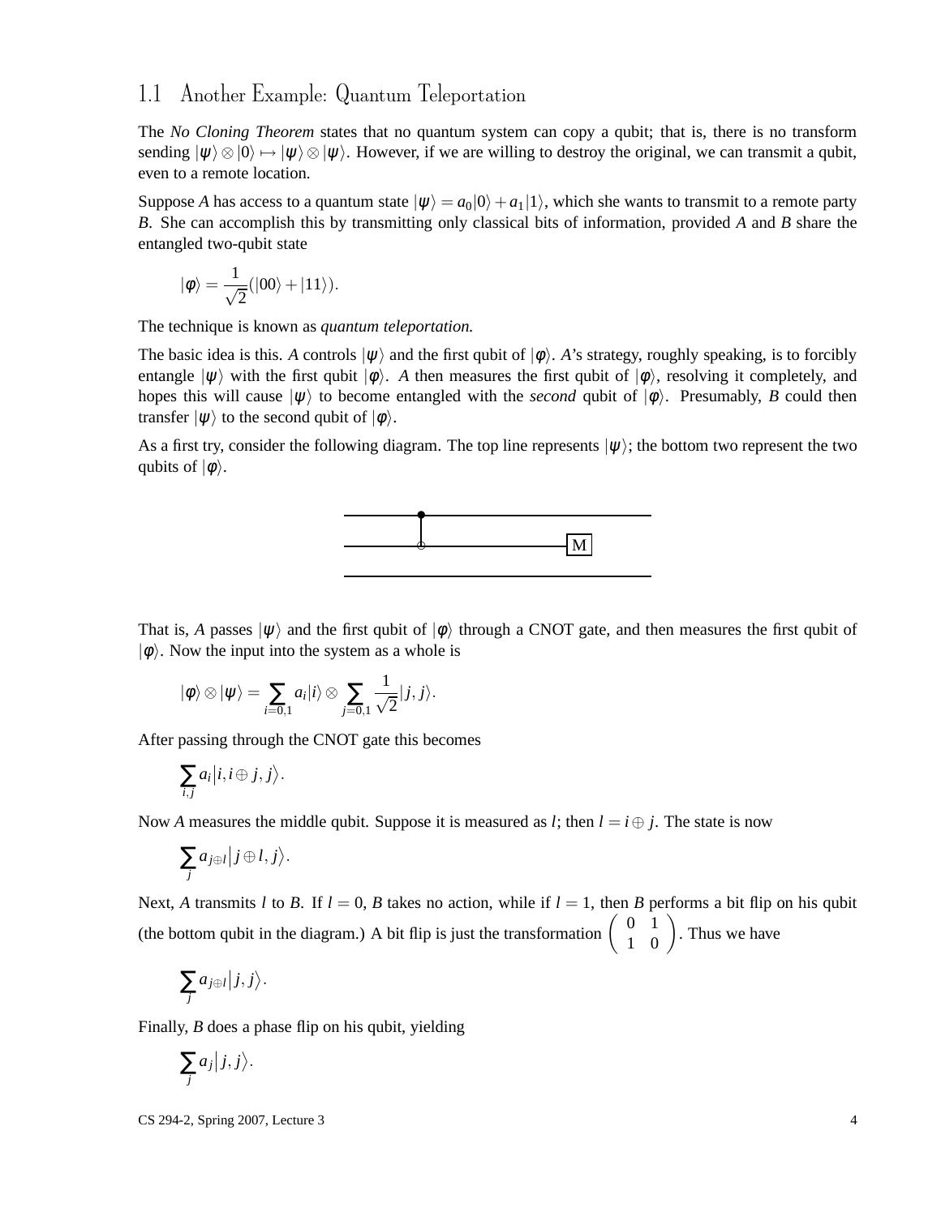## 1.1 Another Example: Quantum Teleportation

The *No Cloning Theorem* states that no quantum system can copy a qubit; that is, there is no transform sending $|\psi\rangle \otimes |0\rangle \mapsto |\psi\rangle \otimes |\psi\rangle$. However, if we are willing to destroy the original, we can transmit a qubit, even to a remote location.

Suppose $A$ has access to a quantum state $|\psi\rangle = a_0|0\rangle + a_1|1\rangle$, which she wants to transmit to a remote party $B$. She can accomplish this by transmitting only classical bits of information, provided $A$ and $B$ share the entangled two-qubit state

$$|\phi\rangle = \frac{1}{\sqrt{2}}(|00\rangle + |11\rangle).$$

The technique is known as *quantum teleportation.*

The basic idea is this. $A$ controls $|\psi\rangle$ and the first qubit of $|\phi\rangle$. $A$'s strategy, roughly speaking, is to forcibly entangle $|\psi\rangle$ with the first qubit $|\phi\rangle$. $A$ then measures the first qubit of $|\phi\rangle$, resolving it completely, and hopes this will cause $|\psi\rangle$ to become entangled with the *second* qubit of $|\phi\rangle$. Presumably, $B$ could then transfer $|\psi\rangle$ to the second qubit of $|\phi\rangle$.

As a first try, consider the following diagram. The top line represents $|\psi\rangle$; the bottom two represent the two qubits of $|\phi\rangle$.

That is, $A$ passes $|\psi\rangle$ and the first qubit of $|\phi\rangle$ through a CNOT gate, and then measures the first qubit of $|\phi\rangle$. Now the input into the system as a whole is

$$|\phi\rangle \otimes |\psi\rangle = \sum_{i=0,1} a_i|i\rangle \otimes \sum_{j=0,1} \frac{1}{\sqrt{2}}|j,j\rangle.$$

After passing through the CNOT gate this becomes

$$\sum_{i,j} a_i \big| i, i \oplus j, j \big\rangle.$$

Now $A$ measures the middle qubit. Suppose it is measured as $l$; then $l = i \oplus j$. The state is now

$$\sum_j a_{j \oplus l} \big| j \oplus l, j \big\rangle.$$

Next, $A$ transmits $l$ to $B$. If $l = 0$, $B$ takes no action, while if $l = 1$, then $B$ performs a bit flip on his qubit (the bottom qubit in the diagram.) A bit flip is just the transformation $\begin{pmatrix} 0 & 1 \\ 1 & 0 \end{pmatrix}$. Thus we have

$$\sum_j a_{j \oplus l} \big| j, j \big\rangle.$$

Finally, $B$ does a phase flip on his qubit, yielding

$$\sum_j a_j \big| j, j \big\rangle.$$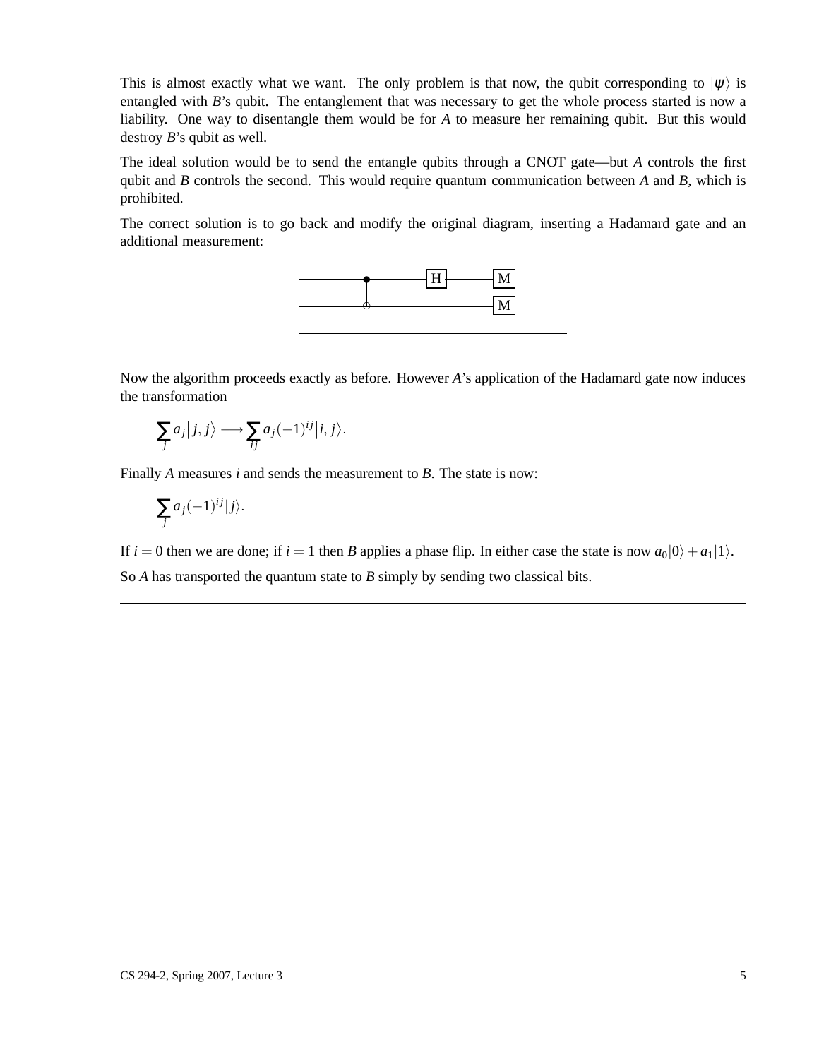This is almost exactly what we want. The only problem is that now, the qubit corresponding to $|\psi\rangle$ is entangled with $B$'s qubit. The entanglement that was necessary to get the whole process started is now a liability. One way to disentangle them would be for $A$ to measure her remaining qubit. But this would destroy $B$'s qubit as well.

The ideal solution would be to send the entangle qubits through a CNOT gate—but $A$ controls the first qubit and $B$ controls the second. This would require quantum communication between $A$ and $B$, which is prohibited.

The correct solution is to go back and modify the original diagram, inserting a Hadamard gate and an additional measurement:

H
M
M

Now the algorithm proceeds exactly as before. However $A$'s application of the Hadamard gate now induces the transformation

$$\sum_j a_j \big| j,j \big\rangle \longrightarrow \sum_{ij} a_j (-1)^{ij} \big| i,j \big\rangle.$$

Finally $A$ measures $i$ and sends the measurement to $B$. The state is now:

$$\sum_j a_j (-1)^{ij} |j\rangle.$$

If $i = 0$ then we are done; if $i = 1$ then $B$ applies a phase flip. In either case the state is now $a_0|0\rangle + a_1|1\rangle$.

So $A$ has transported the quantum state to $B$ simply by sending two classical bits.